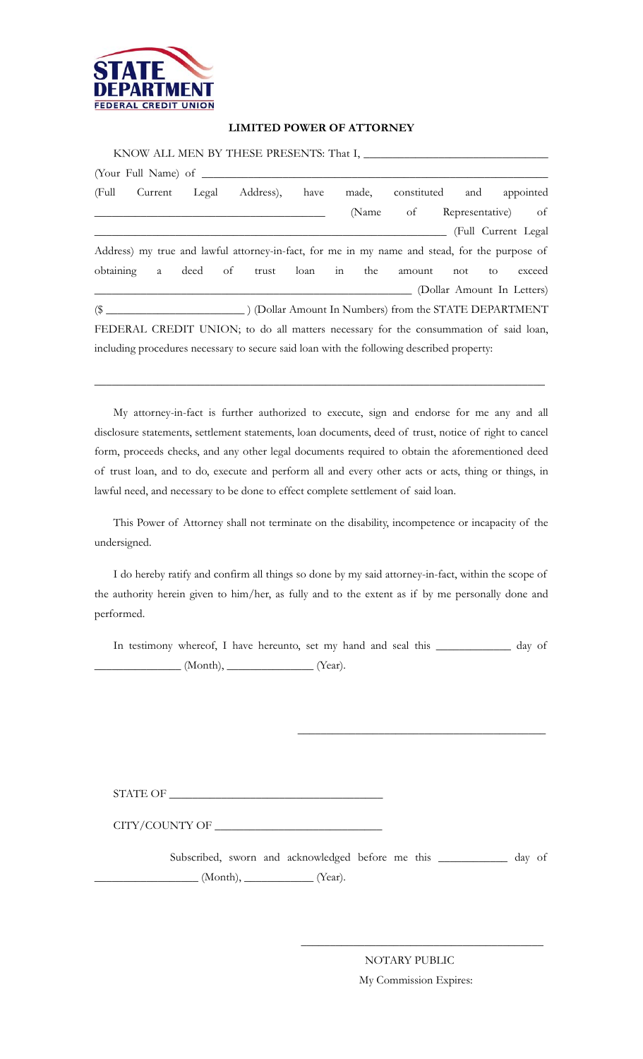STATE DEPARTMENT
FEDERAL CREDIT UNION

**LIMITED POWER OF ATTORNEY**

KNOW ALL MEN BY THESE PRESENTS: That I, ______________________________ (Your Full Name) of ____________________________________________________________ (Full Current Legal Address), have made, constituted and appointed ______________________________________ (Name of Representative) of ____________________________________________________________ (Full Current Legal Address) my true and lawful attorney-in-fact, for me in my name and stead, for the purpose of obtaining a deed of trust loan in the amount not to exceed ____________________________________________________ (Dollar Amount In Letters) ($ ______________________ ) (Dollar Amount In Numbers) from the STATE DEPARTMENT FEDERAL CREDIT UNION; to do all matters necessary for the consummation of said loan, including procedures necessary to secure said loan with the following described property:

____________________________________________________________________________

My attorney-in-fact is further authorized to execute, sign and endorse for me any and all disclosure statements, settlement statements, loan documents, deed of trust, notice of right to cancel form, proceeds checks, and any other legal documents required to obtain the aforementioned deed of trust loan, and to do, execute and perform all and every other acts or acts, thing or things, in lawful need, and necessary to be done to effect complete settlement of said loan.

This Power of Attorney shall not terminate on the disability, incompetence or incapacity of the undersigned.

I do hereby ratify and confirm all things so done by my said attorney-in-fact, within the scope of the authority herein given to him/her, as fully and to the extent as if by me personally done and performed.

In testimony whereof, I have hereunto, set my hand and seal this ____________ day of ______________ (Month), ______________ (Year).

__________________________________________

STATE OF ___________________________________

CITY/COUNTY OF ____________________________

Subscribed, sworn and acknowledged before me this ___________ day of ________________ (Month), ___________ (Year).

__________________________________________

NOTARY PUBLIC

My Commission Expires: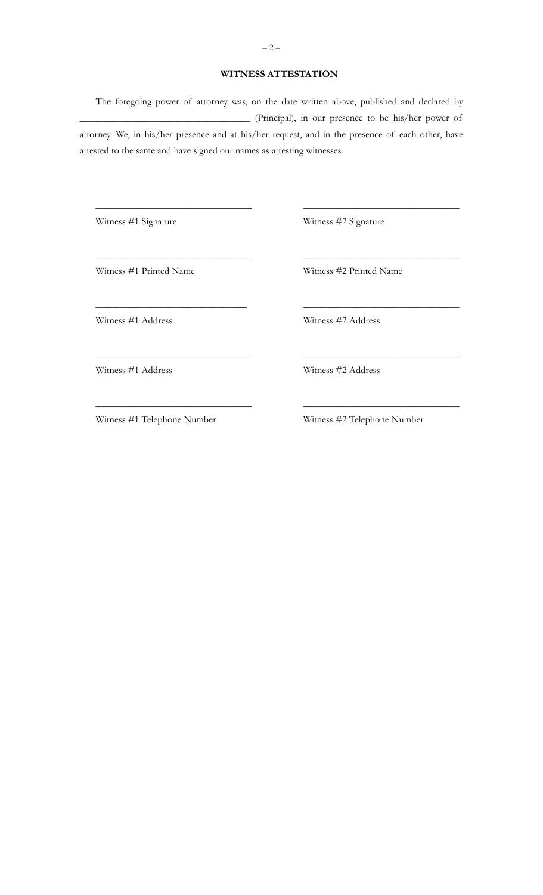**WITNESS ATTESTATION**

The foregoing power of attorney was, on the date written above, published and declared by ___________________________________ (Principal), in our presence to be his/her power of attorney. We, in his/her presence and at his/her request, and in the presence of each other, have attested to the same and have signed our names as attesting witnesses.

| | |
|---|---|
| ________________________________ | ________________________________ |
| Witness #1 Signature | Witness #2 Signature |
| ________________________________ | ________________________________ |
| Witness #1 Printed Name | Witness #2 Printed Name |
| ________________________________ | ________________________________ |
| Witness #1 Address | Witness #2 Address |
| ________________________________ | ________________________________ |
| Witness #1 Address | Witness #2 Address |
| ________________________________ | ________________________________ |
| Witness #1 Telephone Number | Witness #2 Telephone Number |